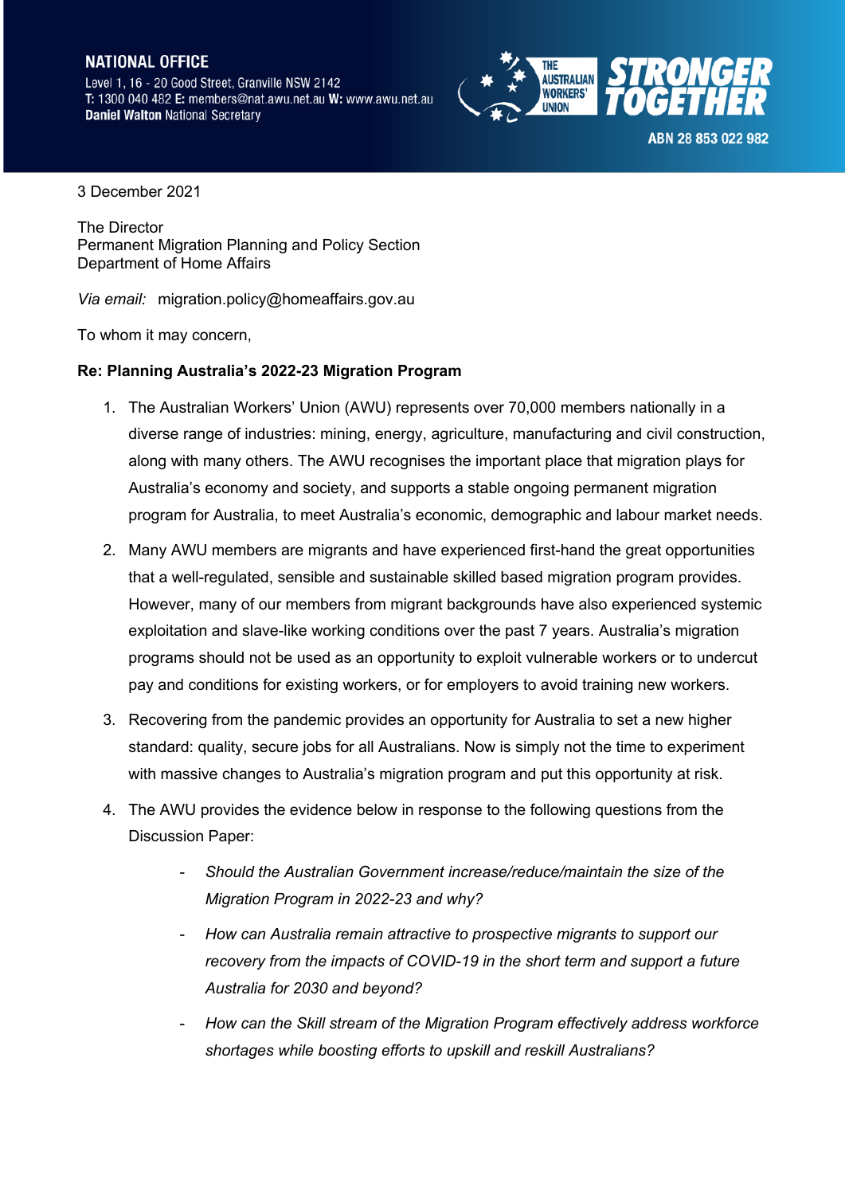**NATIONAL OFFICE**
Level 1, 16 - 20 Good Street, Granville NSW 2142
**T:** 1300 040 482 **E:** members@nat.awu.net.au **W:** www.awu.net.au
**Daniel Walton** National Secretary

THE AUSTRALIAN WORKERS' UNION **STRONGER TOGETHER**

**ABN 28 853 022 982**

3 December 2021

The Director
Permanent Migration Planning and Policy Section
Department of Home Affairs

*Via email:* migration.policy@homeaffairs.gov.au

To whom it may concern,

**Re: Planning Australia's 2022-23 Migration Program**

1. The Australian Workers' Union (AWU) represents over 70,000 members nationally in a diverse range of industries: mining, energy, agriculture, manufacturing and civil construction, along with many others. The AWU recognises the important place that migration plays for Australia's economy and society, and supports a stable ongoing permanent migration program for Australia, to meet Australia's economic, demographic and labour market needs.

2. Many AWU members are migrants and have experienced first-hand the great opportunities that a well-regulated, sensible and sustainable skilled based migration program provides. However, many of our members from migrant backgrounds have also experienced systemic exploitation and slave-like working conditions over the past 7 years. Australia's migration programs should not be used as an opportunity to exploit vulnerable workers or to undercut pay and conditions for existing workers, or for employers to avoid training new workers.

3. Recovering from the pandemic provides an opportunity for Australia to set a new higher standard: quality, secure jobs for all Australians. Now is simply not the time to experiment with massive changes to Australia's migration program and put this opportunity at risk.

4. The AWU provides the evidence below in response to the following questions from the Discussion Paper:

    - *Should the Australian Government increase/reduce/maintain the size of the Migration Program in 2022-23 and why?*
    - *How can Australia remain attractive to prospective migrants to support our recovery from the impacts of COVID-19 in the short term and support a future Australia for 2030 and beyond?*
    - *How can the Skill stream of the Migration Program effectively address workforce shortages while boosting efforts to upskill and reskill Australians?*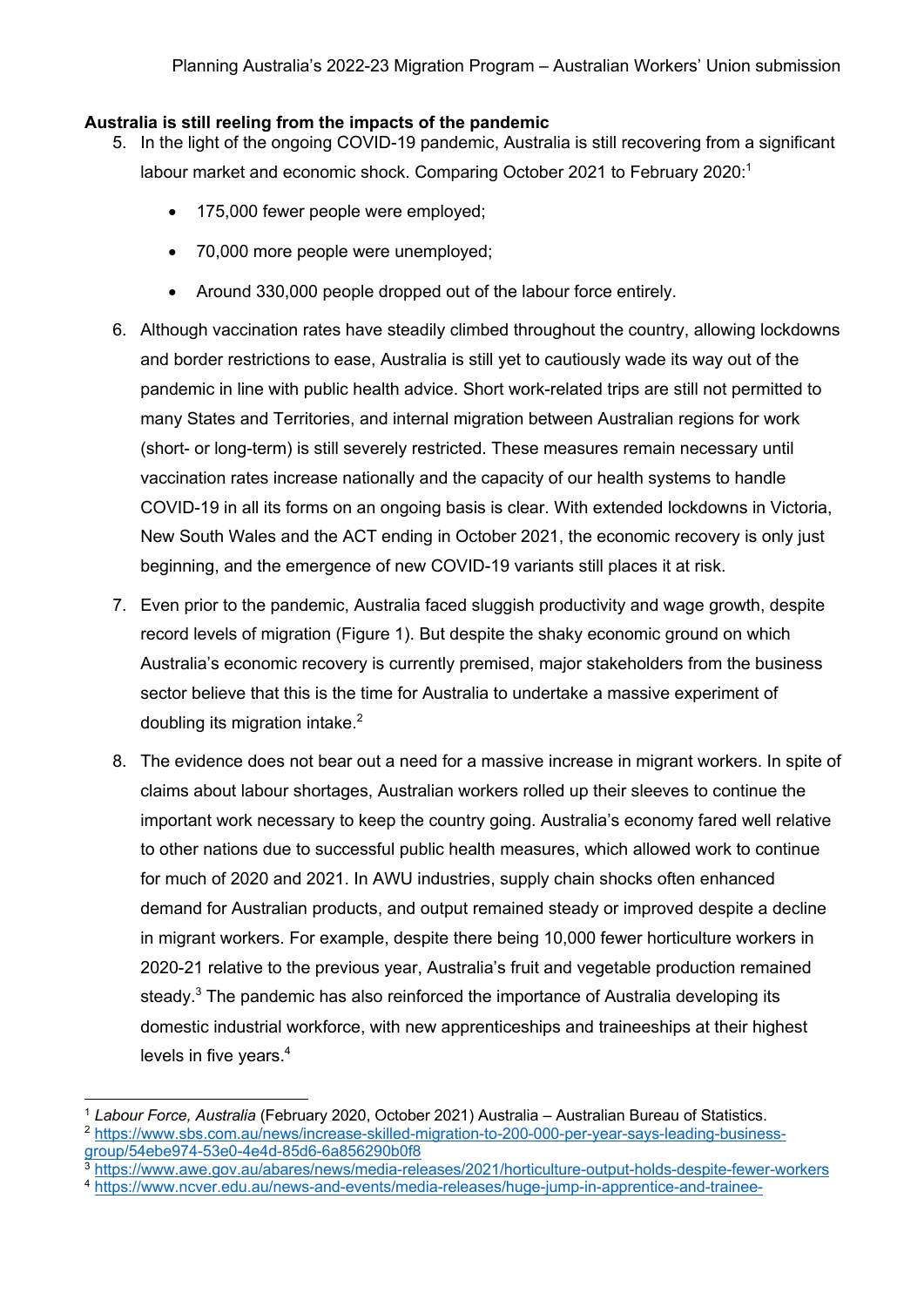**Australia is still reeling from the impacts of the pandemic**

5. In the light of the ongoing COVID-19 pandemic, Australia is still recovering from a significant labour market and economic shock. Comparing October 2021 to February 2020:[1]

    - 175,000 fewer people were employed;
    - 70,000 more people were unemployed;
    - Around 330,000 people dropped out of the labour force entirely.

6. Although vaccination rates have steadily climbed throughout the country, allowing lockdowns and border restrictions to ease, Australia is still yet to cautiously wade its way out of the pandemic in line with public health advice. Short work-related trips are still not permitted to many States and Territories, and internal migration between Australian regions for work (short- or long-term) is still severely restricted. These measures remain necessary until vaccination rates increase nationally and the capacity of our health systems to handle COVID-19 in all its forms on an ongoing basis is clear. With extended lockdowns in Victoria, New South Wales and the ACT ending in October 2021, the economic recovery is only just beginning, and the emergence of new COVID-19 variants still places it at risk.

7. Even prior to the pandemic, Australia faced sluggish productivity and wage growth, despite record levels of migration (Figure 1). But despite the shaky economic ground on which Australia's economic recovery is currently premised, major stakeholders from the business sector believe that this is the time for Australia to undertake a massive experiment of doubling its migration intake.[2]

8. The evidence does not bear out a need for a massive increase in migrant workers. In spite of claims about labour shortages, Australian workers rolled up their sleeves to continue the important work necessary to keep the country going. Australia's economy fared well relative to other nations due to successful public health measures, which allowed work to continue for much of 2020 and 2021. In AWU industries, supply chain shocks often enhanced demand for Australian products, and output remained steady or improved despite a decline in migrant workers. For example, despite there being 10,000 fewer horticulture workers in 2020-21 relative to the previous year, Australia's fruit and vegetable production remained steady.[3] The pandemic has also reinforced the importance of Australia developing its domestic industrial workforce, with new apprenticeships and traineeships at their highest levels in five years.[4]

---

[1] *Labour Force, Australia* (February 2020, October 2021) Australia – Australian Bureau of Statistics.

[2] https://www.sbs.com.au/news/increase-skilled-migration-to-200-000-per-year-says-leading-business-group/54ebe974-53e0-4e4d-85d6-6a856290b0f8

[3] https://www.awe.gov.au/abares/news/media-releases/2021/horticulture-output-holds-despite-fewer-workers

[4] https://www.ncver.edu.au/news-and-events/media-releases/huge-jump-in-apprentice-and-trainee-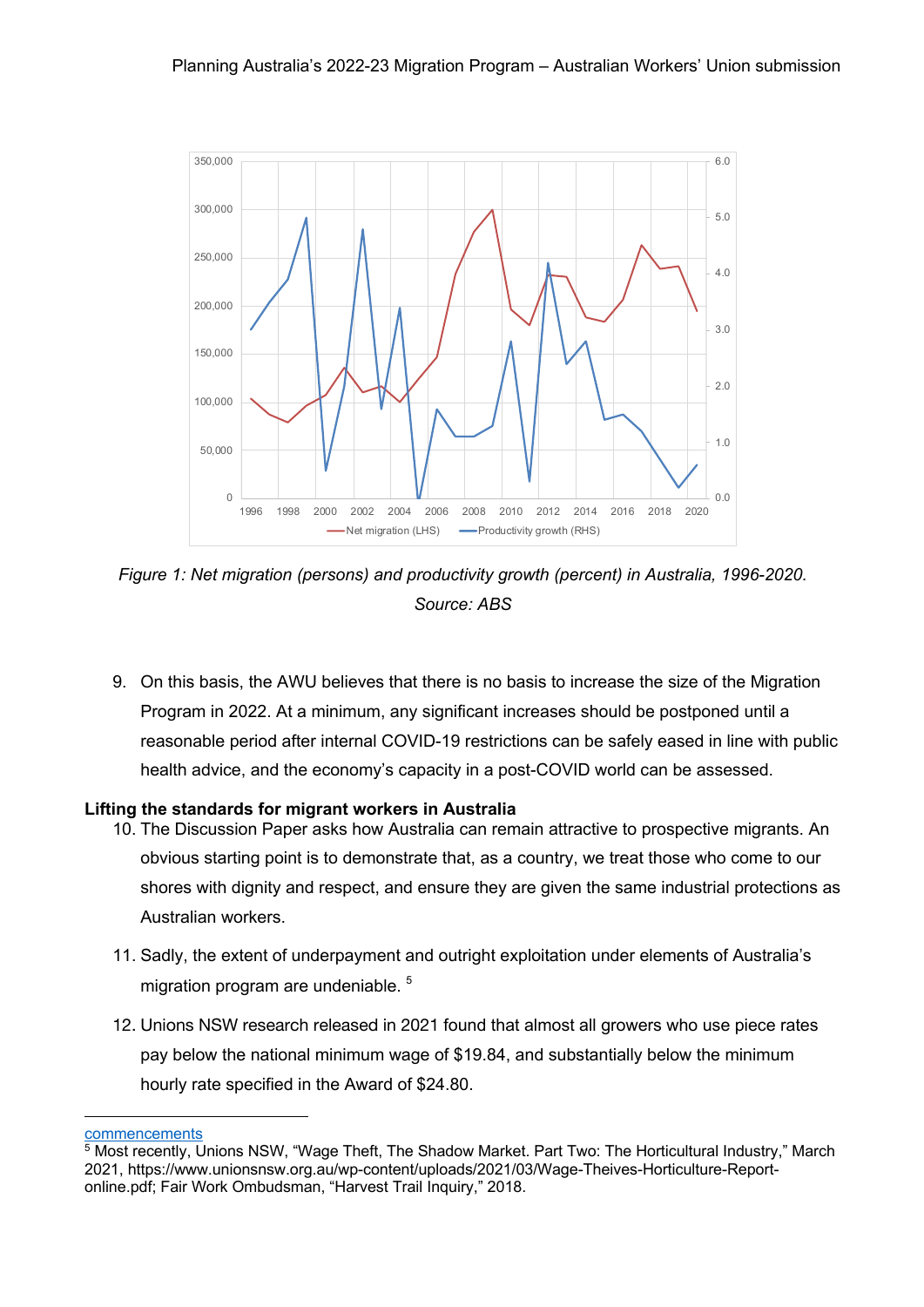*Figure 1: Net migration (persons) and productivity growth (percent) in Australia, 1996-2020. Source: ABS*

9. On this basis, the AWU believes that there is no basis to increase the size of the Migration Program in 2022. At a minimum, any significant increases should be postponed until a reasonable period after internal COVID-19 restrictions can be safely eased in line with public health advice, and the economy's capacity in a post-COVID world can be assessed.

**Lifting the standards for migrant workers in Australia**

10. The Discussion Paper asks how Australia can remain attractive to prospective migrants. An obvious starting point is to demonstrate that, as a country, we treat those who come to our shores with dignity and respect, and ensure they are given the same industrial protections as Australian workers.

11. Sadly, the extent of underpayment and outright exploitation under elements of Australia's migration program are undeniable. [5]

12. Unions NSW research released in 2021 found that almost all growers who use piece rates pay below the national minimum wage of $19.84, and substantially below the minimum hourly rate specified in the Award of $24.80.

---

commencements

[5] Most recently, Unions NSW, "Wage Theft, The Shadow Market. Part Two: The Horticultural Industry," March 2021, https://www.unionsnsw.org.au/wp-content/uploads/2021/03/Wage-Theives-Horticulture-Report-online.pdf; Fair Work Ombudsman, "Harvest Trail Inquiry," 2018.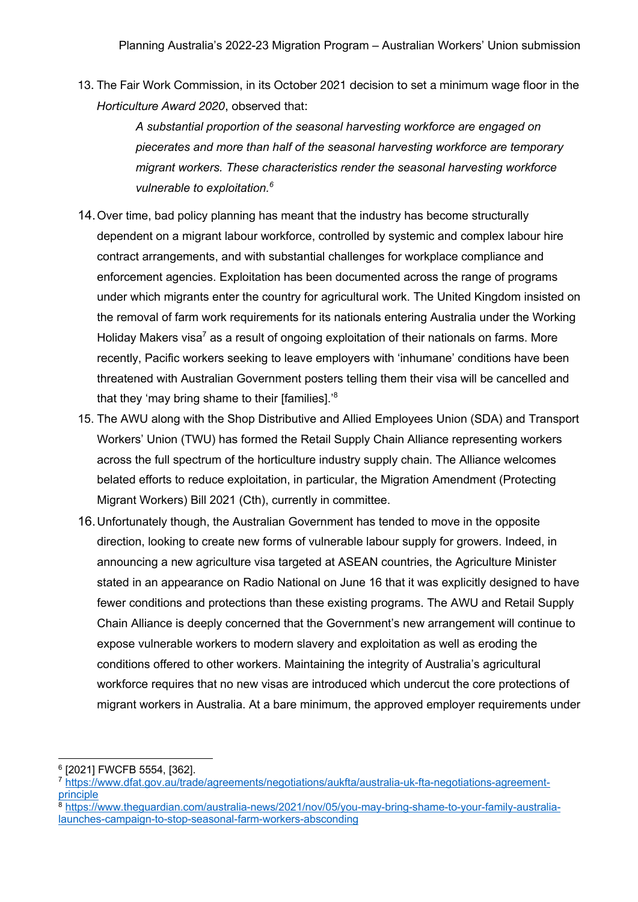13. The Fair Work Commission, in its October 2021 decision to set a minimum wage floor in the *Horticulture Award 2020*, observed that:

    > *A substantial proportion of the seasonal harvesting workforce are engaged on piecerates and more than half of the seasonal harvesting workforce are temporary migrant workers. These characteristics render the seasonal harvesting workforce vulnerable to exploitation.*[6]

14. Over time, bad policy planning has meant that the industry has become structurally dependent on a migrant labour workforce, controlled by systemic and complex labour hire contract arrangements, and with substantial challenges for workplace compliance and enforcement agencies. Exploitation has been documented across the range of programs under which migrants enter the country for agricultural work. The United Kingdom insisted on the removal of farm work requirements for its nationals entering Australia under the Working Holiday Makers visa[7] as a result of ongoing exploitation of their nationals on farms. More recently, Pacific workers seeking to leave employers with 'inhumane' conditions have been threatened with Australian Government posters telling them their visa will be cancelled and that they 'may bring shame to their [families].'[8]

15. The AWU along with the Shop Distributive and Allied Employees Union (SDA) and Transport Workers' Union (TWU) has formed the Retail Supply Chain Alliance representing workers across the full spectrum of the horticulture industry supply chain. The Alliance welcomes belated efforts to reduce exploitation, in particular, the Migration Amendment (Protecting Migrant Workers) Bill 2021 (Cth), currently in committee.

16. Unfortunately though, the Australian Government has tended to move in the opposite direction, looking to create new forms of vulnerable labour supply for growers. Indeed, in announcing a new agriculture visa targeted at ASEAN countries, the Agriculture Minister stated in an appearance on Radio National on June 16 that it was explicitly designed to have fewer conditions and protections than these existing programs. The AWU and Retail Supply Chain Alliance is deeply concerned that the Government's new arrangement will continue to expose vulnerable workers to modern slavery and exploitation as well as eroding the conditions offered to other workers. Maintaining the integrity of Australia's agricultural workforce requires that no new visas are introduced which undercut the core protections of migrant workers in Australia. At a bare minimum, the approved employer requirements under

---

[6] [2021] FWCFB 5554, [362].

[7] https://www.dfat.gov.au/trade/agreements/negotiations/aukfta/australia-uk-fta-negotiations-agreement-principle

[8] https://www.theguardian.com/australia-news/2021/nov/05/you-may-bring-shame-to-your-family-australia-launches-campaign-to-stop-seasonal-farm-workers-absconding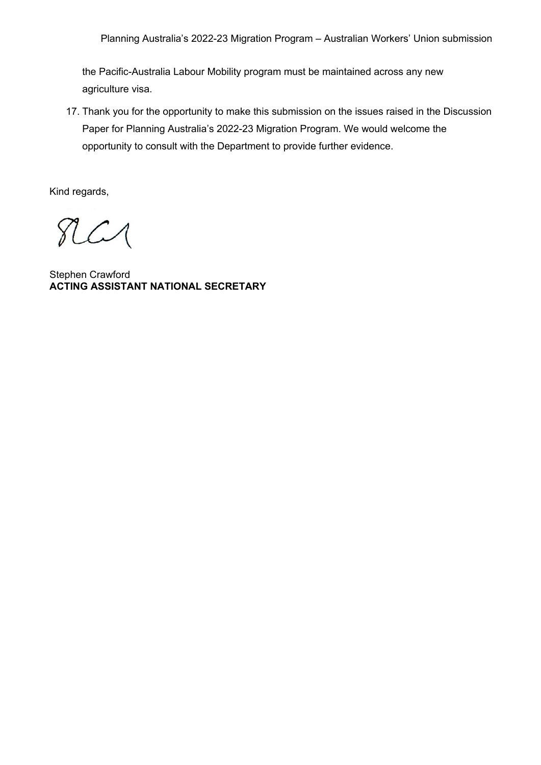the Pacific-Australia Labour Mobility program must be maintained across any new agriculture visa.

17. Thank you for the opportunity to make this submission on the issues raised in the Discussion Paper for Planning Australia's 2022-23 Migration Program. We would welcome the opportunity to consult with the Department to provide further evidence.

Kind regards,

Stephen Crawford
**ACTING ASSISTANT NATIONAL SECRETARY**